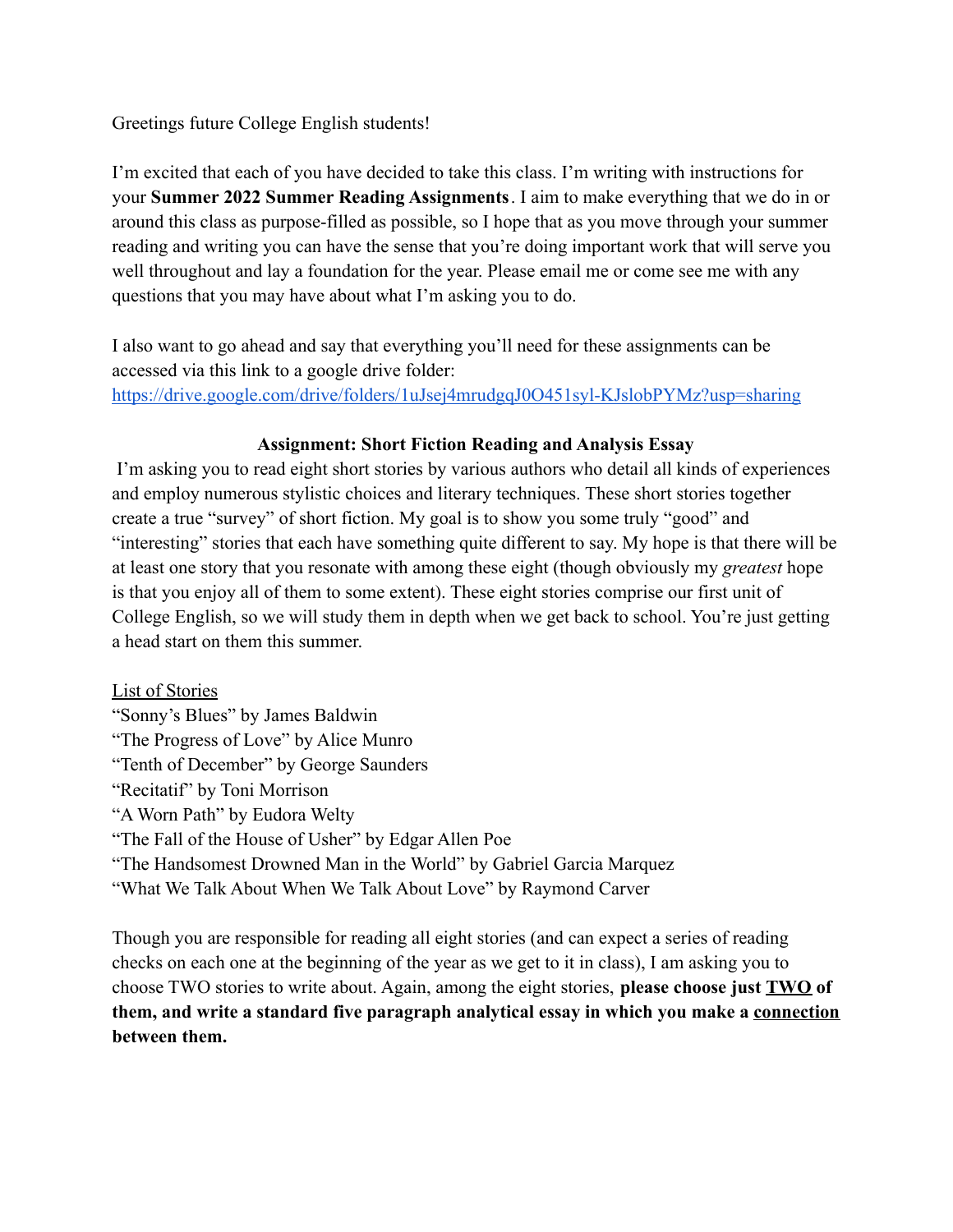Greetings future College English students!

I'm excited that each of you have decided to take this class. I'm writing with instructions for your **Summer 2022 Summer Reading Assignments**. I aim to make everything that we do in or around this class as purpose-filled as possible, so I hope that as you move through your summer reading and writing you can have the sense that you're doing important work that will serve you well throughout and lay a foundation for the year. Please email me or come see me with any questions that you may have about what I'm asking you to do.

I also want to go ahead and say that everything you'll need for these assignments can be accessed via this link to a google drive folder:
[https://drive.google.com/drive/folders/1uJsej4mrudgqJ0O451syl-KJslobPYMz?usp=sharing](https://drive.google.com/drive/folders/1uJsej4mrudgqJ0O451syl-KJslobPYMz?usp=sharing)

**Assignment: Short Fiction Reading and Analysis Essay**

I'm asking you to read eight short stories by various authors who detail all kinds of experiences and employ numerous stylistic choices and literary techniques. These short stories together create a true "survey" of short fiction. My goal is to show you some truly "good" and "interesting" stories that each have something quite different to say. My hope is that there will be at least one story that you resonate with among these eight (though obviously my *greatest* hope is that you enjoy all of them to some extent). These eight stories comprise our first unit of College English, so we will study them in depth when we get back to school. You're just getting a head start on them this summer.

<u>List of Stories</u>

"Sonny's Blues" by James Baldwin
"The Progress of Love" by Alice Munro
"Tenth of December" by George Saunders
"Recitatif" by Toni Morrison
"A Worn Path" by Eudora Welty
"The Fall of the House of Usher" by Edgar Allen Poe
"The Handsomest Drowned Man in the World" by Gabriel Garcia Marquez
"What We Talk About When We Talk About Love" by Raymond Carver

Though you are responsible for reading all eight stories (and can expect a series of reading checks on each one at the beginning of the year as we get to it in class), I am asking you to choose TWO stories to write about. Again, among the eight stories, **please choose just <u>TWO</u> of them, and write a standard five paragraph analytical essay in which you make a <u>connection</u> between them.**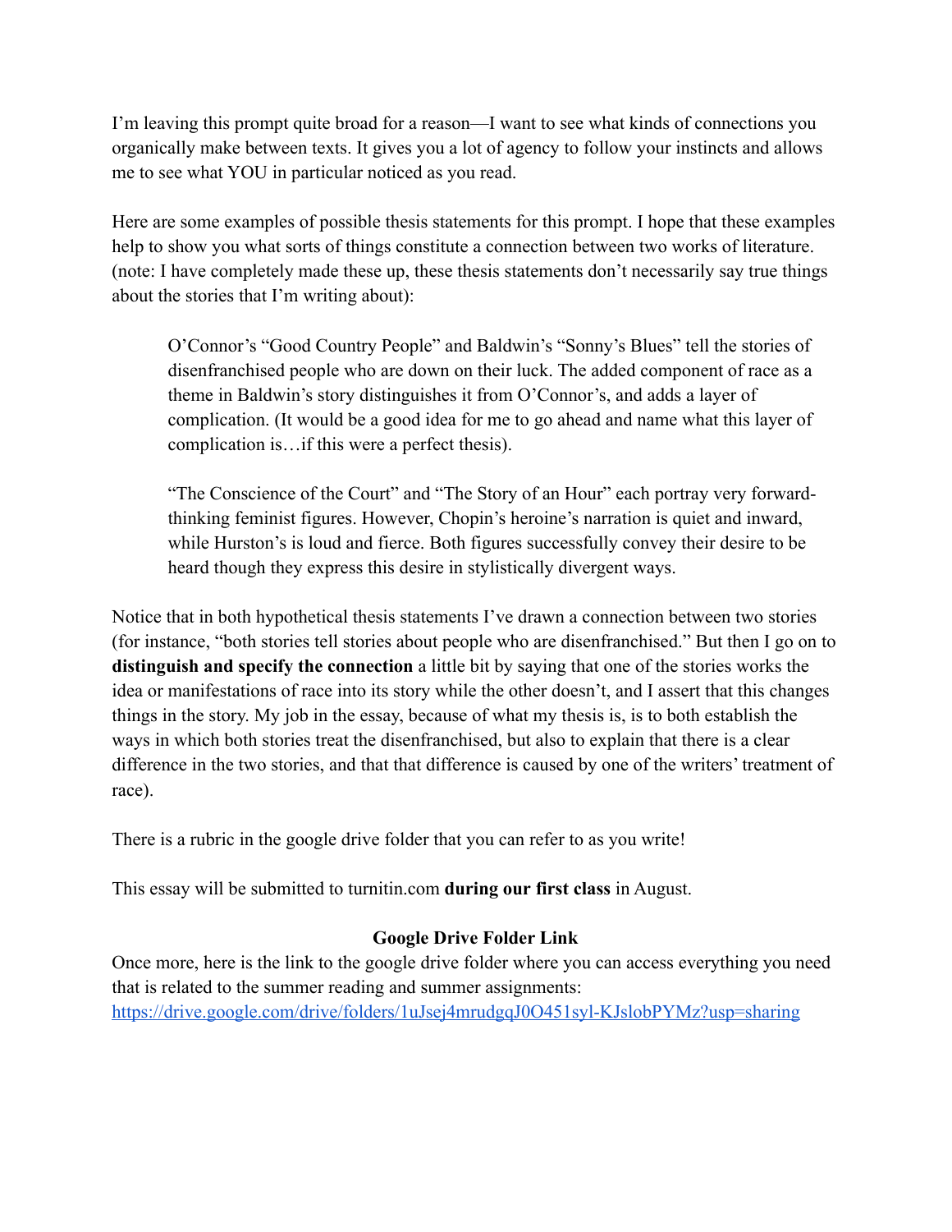I'm leaving this prompt quite broad for a reason—I want to see what kinds of connections you organically make between texts. It gives you a lot of agency to follow your instincts and allows me to see what YOU in particular noticed as you read.

Here are some examples of possible thesis statements for this prompt. I hope that these examples help to show you what sorts of things constitute a connection between two works of literature. (note: I have completely made these up, these thesis statements don't necessarily say true things about the stories that I'm writing about):

> O'Connor's "Good Country People" and Baldwin's "Sonny's Blues" tell the stories of disenfranchised people who are down on their luck. The added component of race as a theme in Baldwin's story distinguishes it from O'Connor's, and adds a layer of complication. (It would be a good idea for me to go ahead and name what this layer of complication is…if this were a perfect thesis).
>
> "The Conscience of the Court" and "The Story of an Hour" each portray very forward-thinking feminist figures. However, Chopin's heroine's narration is quiet and inward, while Hurston's is loud and fierce. Both figures successfully convey their desire to be heard though they express this desire in stylistically divergent ways.

Notice that in both hypothetical thesis statements I've drawn a connection between two stories (for instance, "both stories tell stories about people who are disenfranchised." But then I go on to **distinguish and specify the connection** a little bit by saying that one of the stories works the idea or manifestations of race into its story while the other doesn't, and I assert that this changes things in the story. My job in the essay, because of what my thesis is, is to both establish the ways in which both stories treat the disenfranchised, but also to explain that there is a clear difference in the two stories, and that that difference is caused by one of the writers' treatment of race).

There is a rubric in the google drive folder that you can refer to as you write!

This essay will be submitted to turnitin.com **during our first class** in August.

**Google Drive Folder Link**

Once more, here is the link to the google drive folder where you can access everything you need that is related to the summer reading and summer assignments:
[https://drive.google.com/drive/folders/1uJsej4mrudgqJ0O451syl-KJslobPYMz?usp=sharing](https://drive.google.com/drive/folders/1uJsej4mrudgqJ0O451syl-KJslobPYMz?usp=sharing)